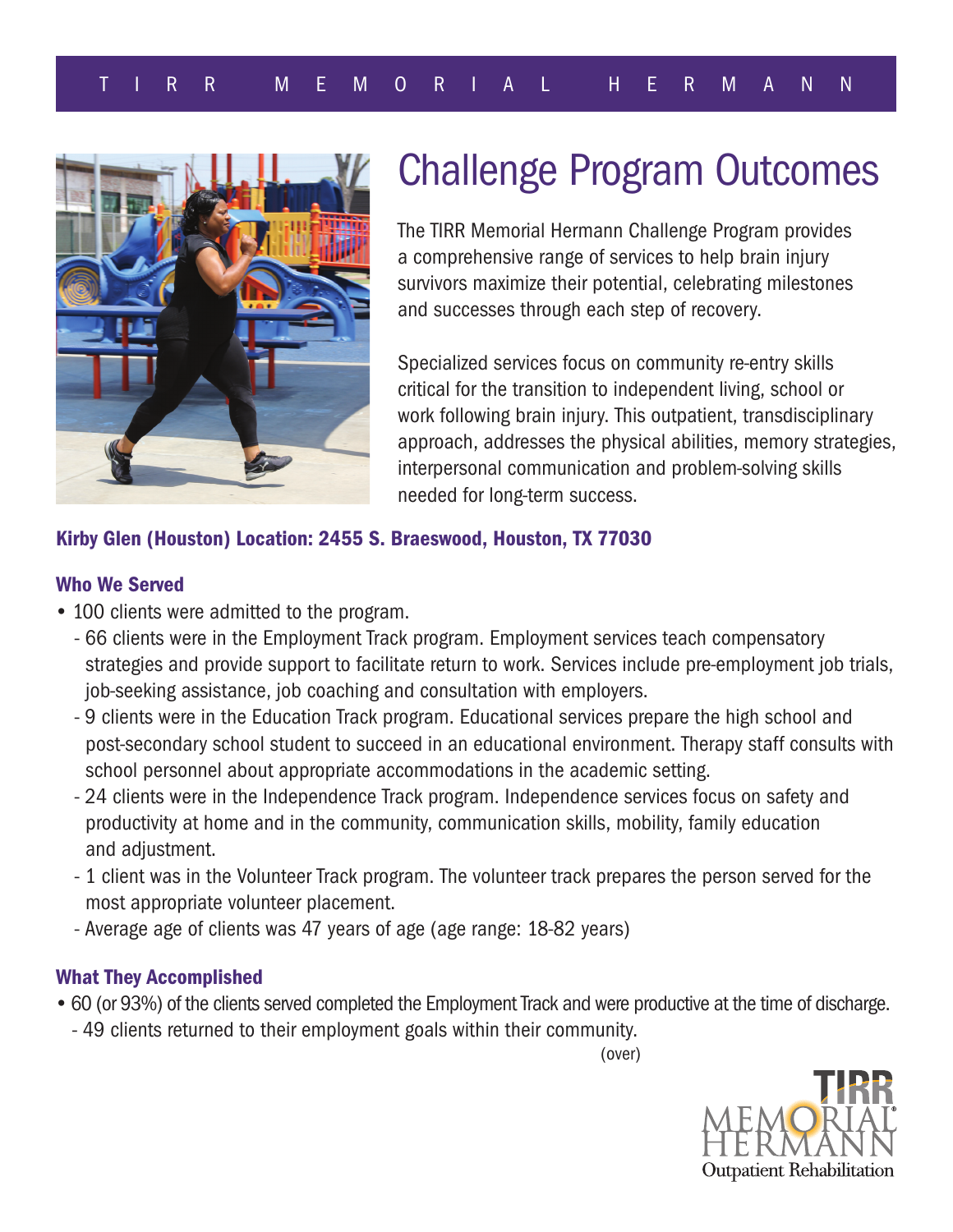# Challenge Program Outcomes

The TIRR Memorial Hermann Challenge Program provides a comprehensive range of services to help brain injury survivors maximize their potential, celebrating milestones and successes through each step of recovery.

Specialized services focus on community re-entry skills critical for the transition to independent living, school or work following brain injury. This outpatient, transdisciplinary approach, addresses the physical abilities, memory strategies, interpersonal communication and problem-solving skills needed for long-term success.

**Kirby Glen (Houston) Location: 2455 S. Braeswood, Houston, TX 77030**

### Who We Served

- 100 clients were admitted to the program.
  - 66 clients were in the Employment Track program. Employment services teach compensatory strategies and provide support to facilitate return to work. Services include pre-employment job trials, job-seeking assistance, job coaching and consultation with employers.
  - 9 clients were in the Education Track program. Educational services prepare the high school and post-secondary school student to succeed in an educational environment. Therapy staff consults with school personnel about appropriate accommodations in the academic setting.
  - 24 clients were in the Independence Track program. Independence services focus on safety and productivity at home and in the community, communication skills, mobility, family education and adjustment.
  - 1 client was in the Volunteer Track program. The volunteer track prepares the person served for the most appropriate volunteer placement.
  - Average age of clients was 47 years of age (age range: 18-82 years)

### What They Accomplished

- 60 (or 93%) of the clients served completed the Employment Track and were productive at the time of discharge.
  - 49 clients returned to their employment goals within their community.

(over)

TIRR MEMORIAL HERMANN
Outpatient Rehabilitation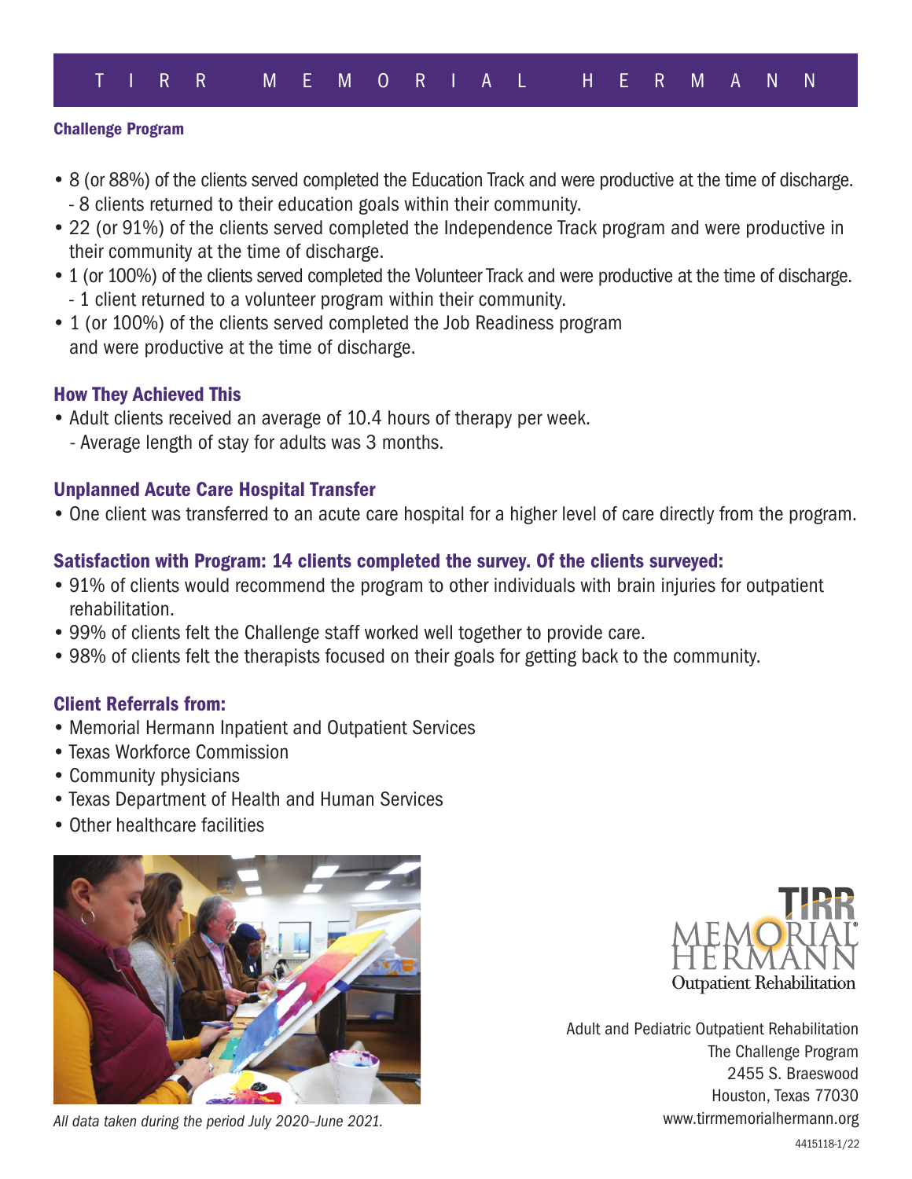**Challenge Program**

- 8 (or 88%) of the clients served completed the Education Track and were productive at the time of discharge.
  - 8 clients returned to their education goals within their community.
- 22 (or 91%) of the clients served completed the Independence Track program and were productive in their community at the time of discharge.
- 1 (or 100%) of the clients served completed the Volunteer Track and were productive at the time of discharge.
  - 1 client returned to a volunteer program within their community.
- 1 (or 100%) of the clients served completed the Job Readiness program and were productive at the time of discharge.

## How They Achieved This

- Adult clients received an average of 10.4 hours of therapy per week.
  - Average length of stay for adults was 3 months.

## Unplanned Acute Care Hospital Transfer

- One client was transferred to an acute care hospital for a higher level of care directly from the program.

## Satisfaction with Program: 14 clients completed the survey. Of the clients surveyed:

- 91% of clients would recommend the program to other individuals with brain injuries for outpatient rehabilitation.
- 99% of clients felt the Challenge staff worked well together to provide care.
- 98% of clients felt the therapists focused on their goals for getting back to the community.

## Client Referrals from:

- Memorial Hermann Inpatient and Outpatient Services
- Texas Workforce Commission
- Community physicians
- Texas Department of Health and Human Services
- Other healthcare facilities

*All data taken during the period July 2020–June 2021.*

TIRR Memorial Hermann
Outpatient Rehabilitation

Adult and Pediatric Outpatient Rehabilitation
The Challenge Program
2455 S. Braeswood
Houston, Texas 77030
www.tirrmemorialhermann.org

4415118-1/22